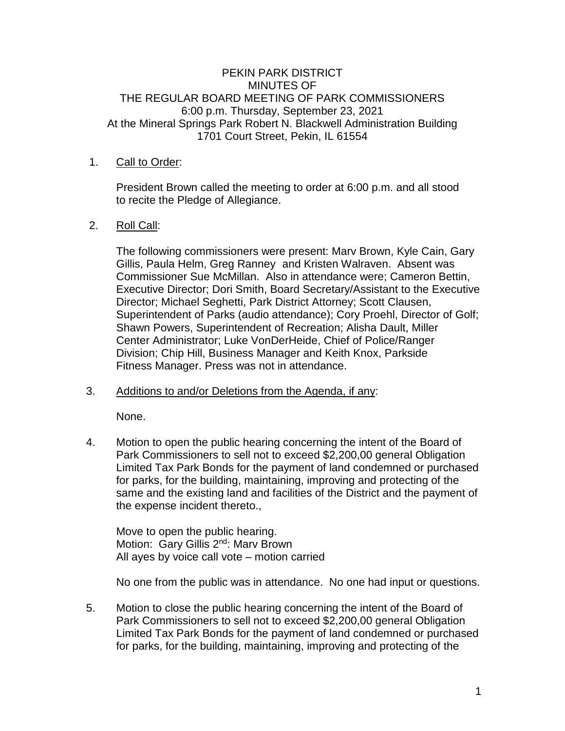PEKIN PARK DISTRICT
MINUTES OF
THE REGULAR BOARD MEETING OF PARK COMMISSIONERS
6:00 p.m. Thursday, September 23, 2021
At the Mineral Springs Park Robert N. Blackwell Administration Building
1701 Court Street, Pekin, IL 61554

1. Call to Order:

   President Brown called the meeting to order at 6:00 p.m. and all stood to recite the Pledge of Allegiance.

2. Roll Call:

   The following commissioners were present: Marv Brown, Kyle Cain, Gary Gillis, Paula Helm, Greg Ranney and Kristen Walraven. Absent was Commissioner Sue McMillan. Also in attendance were; Cameron Bettin, Executive Director; Dori Smith, Board Secretary/Assistant to the Executive Director; Michael Seghetti, Park District Attorney; Scott Clausen, Superintendent of Parks (audio attendance); Cory Proehl, Director of Golf; Shawn Powers, Superintendent of Recreation; Alisha Dault, Miller Center Administrator; Luke VonDerHeide, Chief of Police/Ranger Division; Chip Hill, Business Manager and Keith Knox, Parkside Fitness Manager. Press was not in attendance.

3. Additions to and/or Deletions from the Agenda, if any:

   None.

4. Motion to open the public hearing concerning the intent of the Board of Park Commissioners to sell not to exceed $2,200,00 general Obligation Limited Tax Park Bonds for the payment of land condemned or purchased for parks, for the building, maintaining, improving and protecting of the same and the existing land and facilities of the District and the payment of the expense incident thereto.,

   Move to open the public hearing.
   Motion: Gary Gillis 2nd: Marv Brown
   All ayes by voice call vote – motion carried

   No one from the public was in attendance. No one had input or questions.

5. Motion to close the public hearing concerning the intent of the Board of Park Commissioners to sell not to exceed $2,200,00 general Obligation Limited Tax Park Bonds for the payment of land condemned or purchased for parks, for the building, maintaining, improving and protecting of the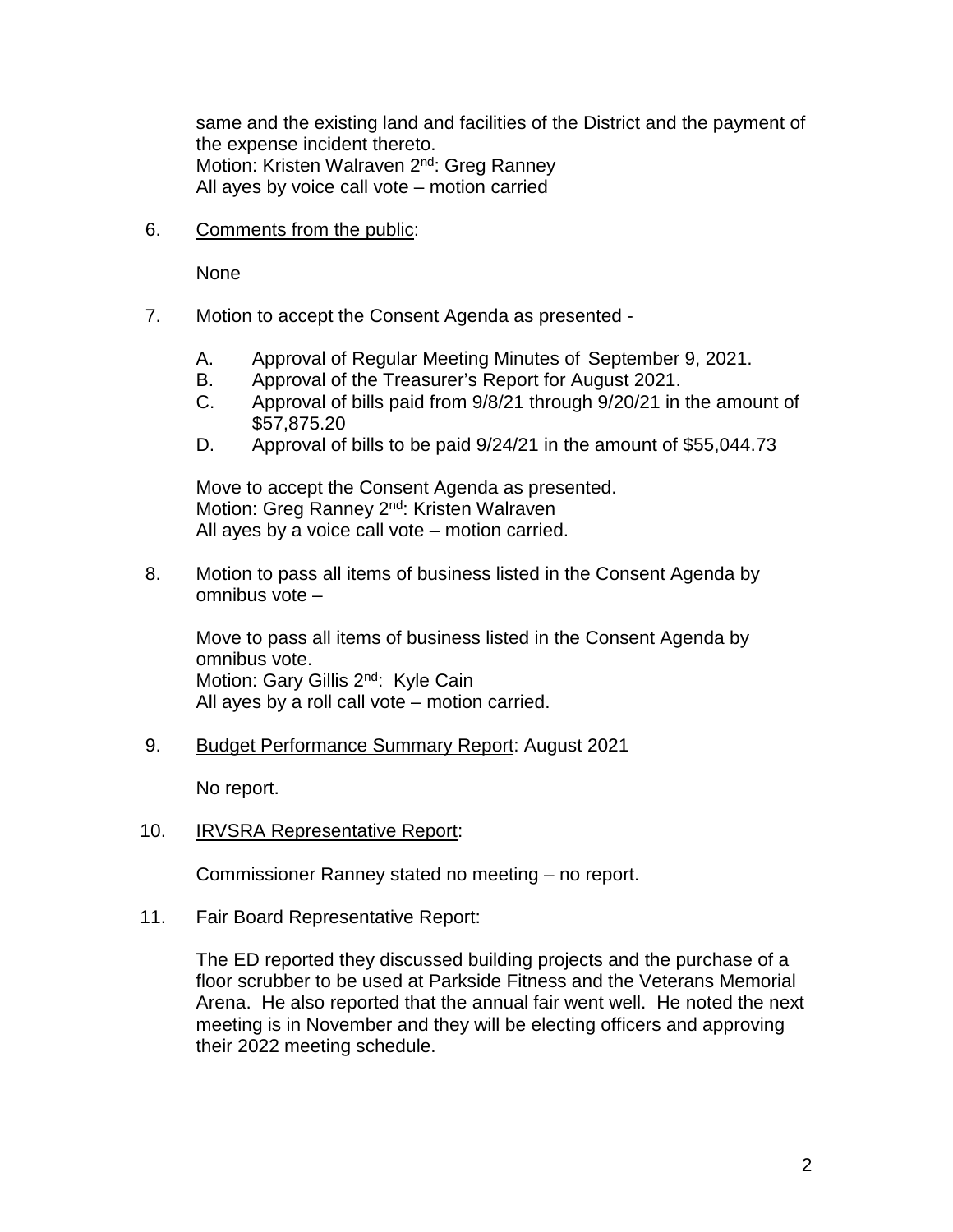same and the existing land and facilities of the District and the payment of the expense incident thereto.
Motion: Kristen Walraven 2nd: Greg Ranney
All ayes by voice call vote – motion carried

6. Comments from the public:

   None

7. Motion to accept the Consent Agenda as presented -

   A. Approval of Regular Meeting Minutes of September 9, 2021.
   B. Approval of the Treasurer's Report for August 2021.
   C. Approval of bills paid from 9/8/21 through 9/20/21 in the amount of $57,875.20
   D. Approval of bills to be paid 9/24/21 in the amount of $55,044.73

   Move to accept the Consent Agenda as presented.
   Motion: Greg Ranney 2nd: Kristen Walraven
   All ayes by a voice call vote – motion carried.

8. Motion to pass all items of business listed in the Consent Agenda by omnibus vote –

   Move to pass all items of business listed in the Consent Agenda by omnibus vote.
   Motion: Gary Gillis 2nd: Kyle Cain
   All ayes by a roll call vote – motion carried.

9. Budget Performance Summary Report: August 2021

   No report.

10. IRVSRA Representative Report:

    Commissioner Ranney stated no meeting – no report.

11. Fair Board Representative Report:

    The ED reported they discussed building projects and the purchase of a floor scrubber to be used at Parkside Fitness and the Veterans Memorial Arena. He also reported that the annual fair went well. He noted the next meeting is in November and they will be electing officers and approving their 2022 meeting schedule.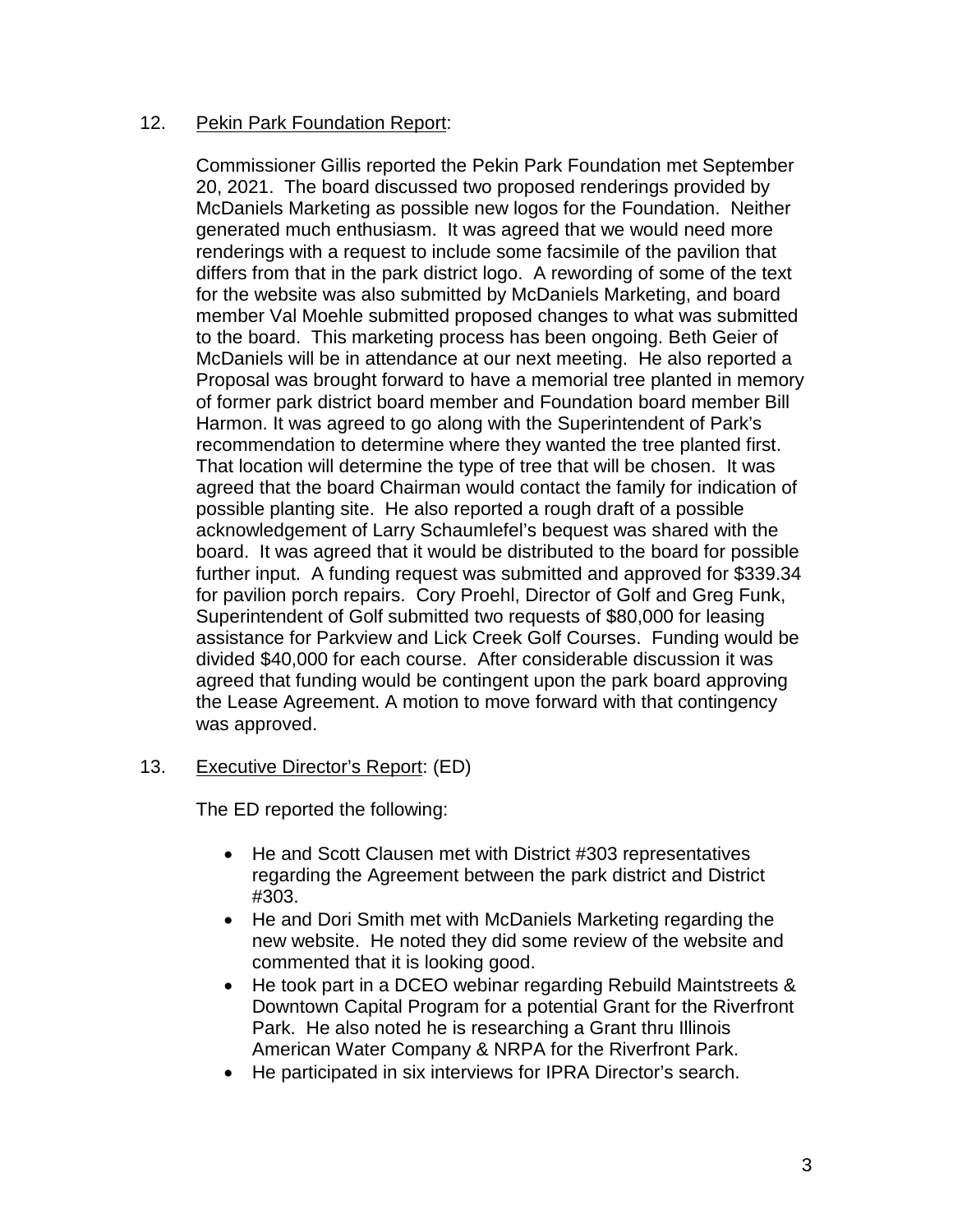12. Pekin Park Foundation Report:

    Commissioner Gillis reported the Pekin Park Foundation met September 20, 2021. The board discussed two proposed renderings provided by McDaniels Marketing as possible new logos for the Foundation. Neither generated much enthusiasm. It was agreed that we would need more renderings with a request to include some facsimile of the pavilion that differs from that in the park district logo. A rewording of some of the text for the website was also submitted by McDaniels Marketing, and board member Val Moehle submitted proposed changes to what was submitted to the board. This marketing process has been ongoing. Beth Geier of McDaniels will be in attendance at our next meeting. He also reported a Proposal was brought forward to have a memorial tree planted in memory of former park district board member and Foundation board member Bill Harmon. It was agreed to go along with the Superintendent of Park's recommendation to determine where they wanted the tree planted first. That location will determine the type of tree that will be chosen. It was agreed that the board Chairman would contact the family for indication of possible planting site. He also reported a rough draft of a possible acknowledgement of Larry Schaumlefel's bequest was shared with the board. It was agreed that it would be distributed to the board for possible further input. A funding request was submitted and approved for $339.34 for pavilion porch repairs. Cory Proehl, Director of Golf and Greg Funk, Superintendent of Golf submitted two requests of $80,000 for leasing assistance for Parkview and Lick Creek Golf Courses. Funding would be divided $40,000 for each course. After considerable discussion it was agreed that funding would be contingent upon the park board approving the Lease Agreement. A motion to move forward with that contingency was approved.

13. Executive Director's Report: (ED)

    The ED reported the following:

    - He and Scott Clausen met with District #303 representatives regarding the Agreement between the park district and District #303.
    - He and Dori Smith met with McDaniels Marketing regarding the new website. He noted they did some review of the website and commented that it is looking good.
    - He took part in a DCEO webinar regarding Rebuild Maintstreets & Downtown Capital Program for a potential Grant for the Riverfront Park. He also noted he is researching a Grant thru Illinois American Water Company & NRPA for the Riverfront Park.
    - He participated in six interviews for IPRA Director's search.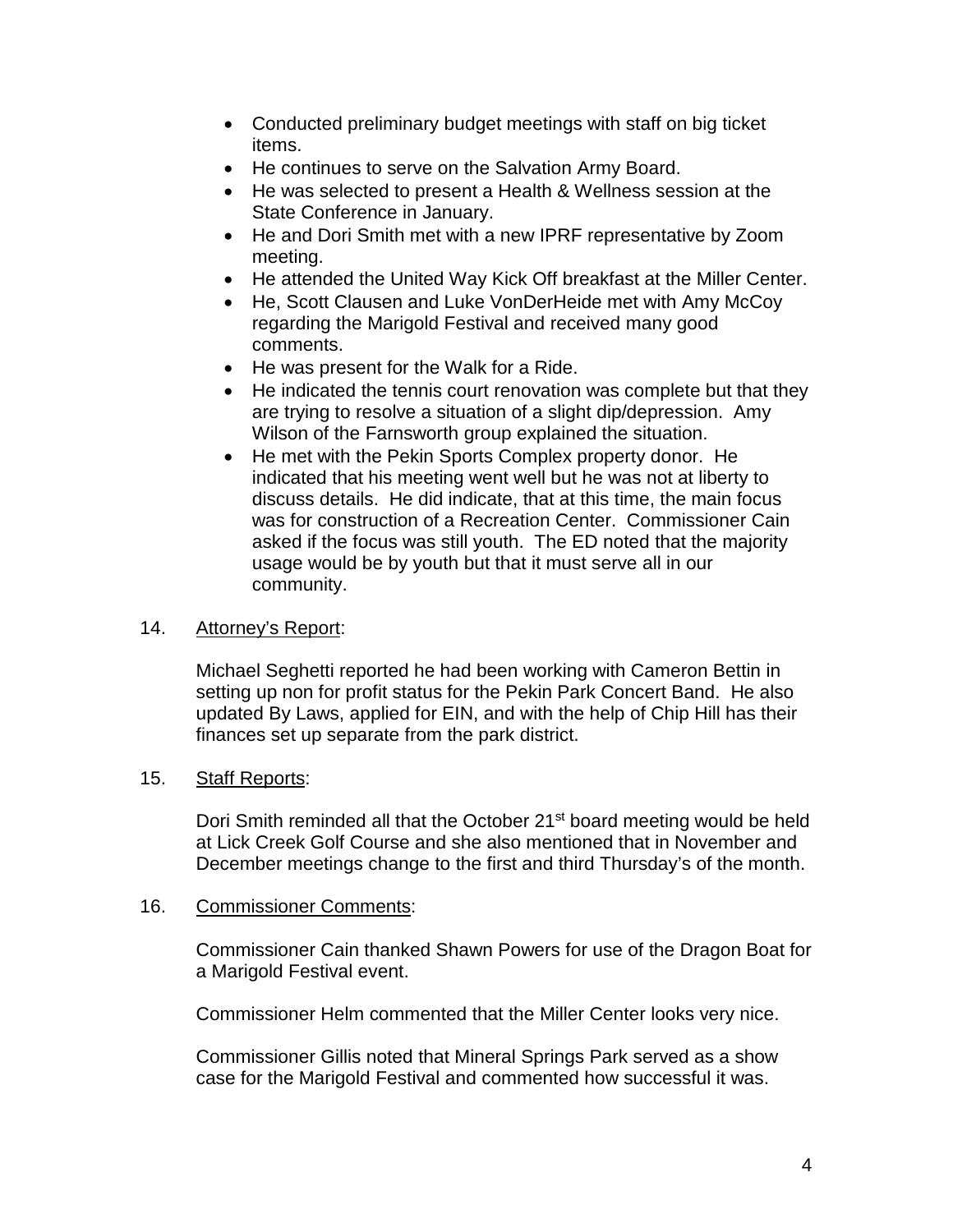- Conducted preliminary budget meetings with staff on big ticket items.
- He continues to serve on the Salvation Army Board.
- He was selected to present a Health & Wellness session at the State Conference in January.
- He and Dori Smith met with a new IPRF representative by Zoom meeting.
- He attended the United Way Kick Off breakfast at the Miller Center.
- He, Scott Clausen and Luke VonDerHeide met with Amy McCoy regarding the Marigold Festival and received many good comments.
- He was present for the Walk for a Ride.
- He indicated the tennis court renovation was complete but that they are trying to resolve a situation of a slight dip/depression. Amy Wilson of the Farnsworth group explained the situation.
- He met with the Pekin Sports Complex property donor. He indicated that his meeting went well but he was not at liberty to discuss details. He did indicate, that at this time, the main focus was for construction of a Recreation Center. Commissioner Cain asked if the focus was still youth. The ED noted that the majority usage would be by youth but that it must serve all in our community.

14. Attorney's Report:

Michael Seghetti reported he had been working with Cameron Bettin in setting up non for profit status for the Pekin Park Concert Band. He also updated By Laws, applied for EIN, and with the help of Chip Hill has their finances set up separate from the park district.

15. Staff Reports:

Dori Smith reminded all that the October 21st board meeting would be held at Lick Creek Golf Course and she also mentioned that in November and December meetings change to the first and third Thursday's of the month.

16. Commissioner Comments:

Commissioner Cain thanked Shawn Powers for use of the Dragon Boat for a Marigold Festival event.

Commissioner Helm commented that the Miller Center looks very nice.

Commissioner Gillis noted that Mineral Springs Park served as a show case for the Marigold Festival and commented how successful it was.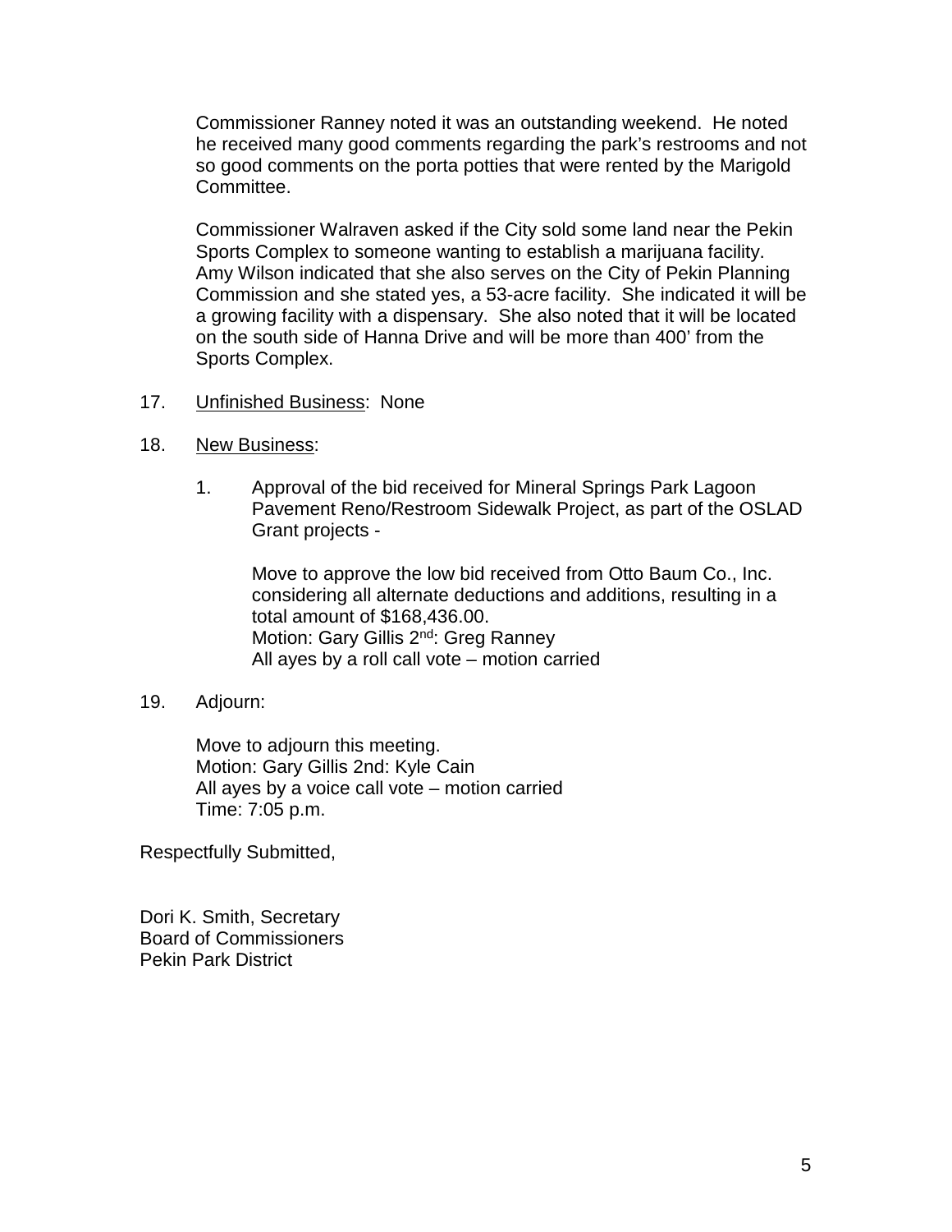Commissioner Ranney noted it was an outstanding weekend. He noted he received many good comments regarding the park's restrooms and not so good comments on the porta potties that were rented by the Marigold Committee.

Commissioner Walraven asked if the City sold some land near the Pekin Sports Complex to someone wanting to establish a marijuana facility. Amy Wilson indicated that she also serves on the City of Pekin Planning Commission and she stated yes, a 53-acre facility. She indicated it will be a growing facility with a dispensary. She also noted that it will be located on the south side of Hanna Drive and will be more than 400' from the Sports Complex.

17. Unfinished Business: None

18. New Business:

    1. Approval of the bid received for Mineral Springs Park Lagoon Pavement Reno/Restroom Sidewalk Project, as part of the OSLAD Grant projects -

       Move to approve the low bid received from Otto Baum Co., Inc. considering all alternate deductions and additions, resulting in a total amount of $168,436.00.
       Motion: Gary Gillis 2nd: Greg Ranney
       All ayes by a roll call vote – motion carried

19. Adjourn:

    Move to adjourn this meeting.
    Motion: Gary Gillis 2nd: Kyle Cain
    All ayes by a voice call vote – motion carried
    Time: 7:05 p.m.

Respectfully Submitted,

Dori K. Smith, Secretary
Board of Commissioners
Pekin Park District